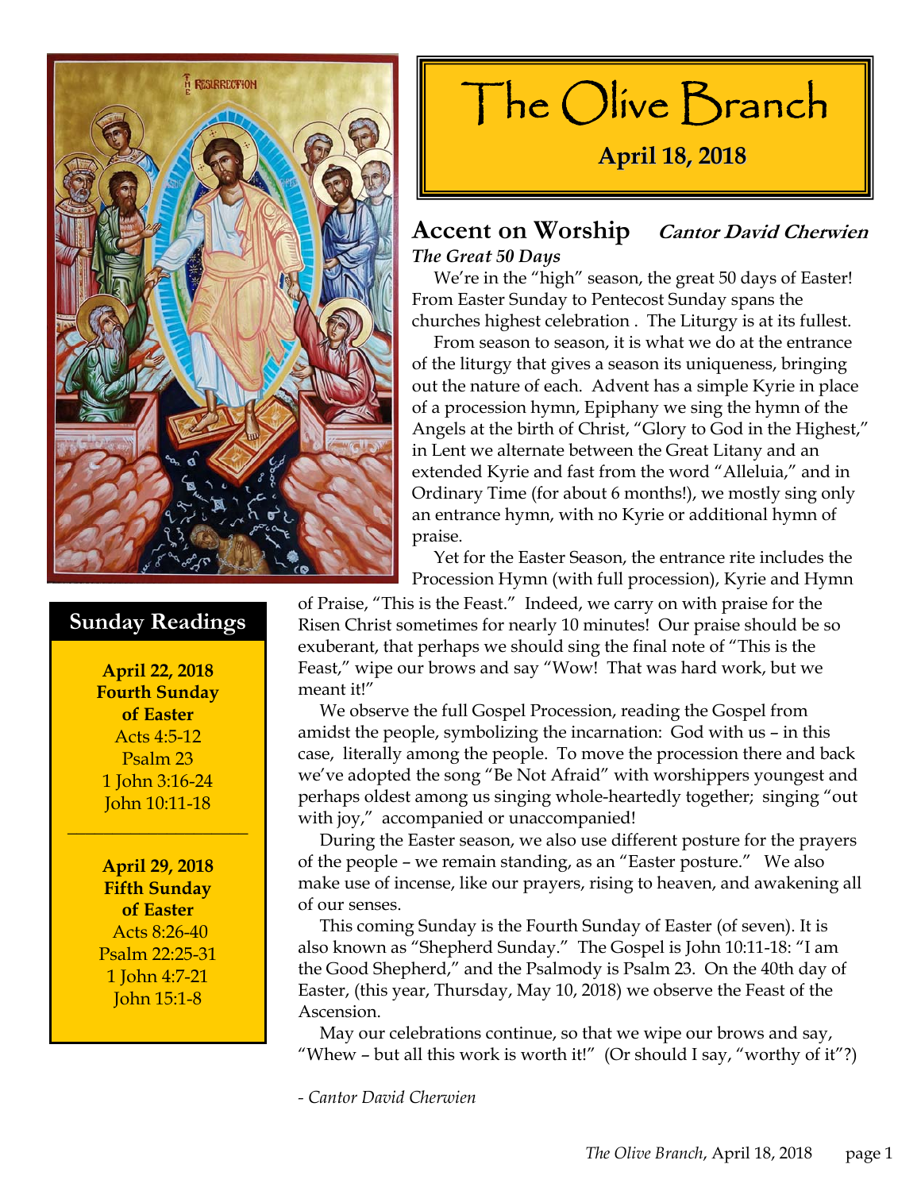# The Olive Branch

**April 18, 2018**

## Accent on Worship *Cantor David Cherwien*

***The Great 50 Days***

We're in the "high" season, the great 50 days of Easter! From Easter Sunday to Pentecost Sunday spans the churches highest celebration . The Liturgy is at its fullest.

From season to season, it is what we do at the entrance of the liturgy that gives a season its uniqueness, bringing out the nature of each. Advent has a simple Kyrie in place of a procession hymn, Epiphany we sing the hymn of the Angels at the birth of Christ, "Glory to God in the Highest," in Lent we alternate between the Great Litany and an extended Kyrie and fast from the word "Alleluia," and in Ordinary Time (for about 6 months!), we mostly sing only an entrance hymn, with no Kyrie or additional hymn of praise.

Yet for the Easter Season, the entrance rite includes the Procession Hymn (with full procession), Kyrie and Hymn of Praise, "This is the Feast." Indeed, we carry on with praise for the Risen Christ sometimes for nearly 10 minutes! Our praise should be so exuberant, that perhaps we should sing the final note of "This is the Feast," wipe our brows and say "Wow! That was hard work, but we meant it!"

We observe the full Gospel Procession, reading the Gospel from amidst the people, symbolizing the incarnation: God with us – in this case, literally among the people. To move the procession there and back we've adopted the song "Be Not Afraid" with worshippers youngest and perhaps oldest among us singing whole-heartedly together; singing "out with joy," accompanied or unaccompanied!

During the Easter season, we also use different posture for the prayers of the people – we remain standing, as an "Easter posture." We also make use of incense, like our prayers, rising to heaven, and awakening all of our senses.

This coming Sunday is the Fourth Sunday of Easter (of seven). It is also known as "Shepherd Sunday." The Gospel is John 10:11-18: "I am the Good Shepherd," and the Psalmody is Psalm 23. On the 40th day of Easter, (this year, Thursday, May 10, 2018) we observe the Feast of the Ascension.

May our celebrations continue, so that we wipe our brows and say, "Whew – but all this work is worth it!" (Or should I say, "worthy of it"?)

*- Cantor David Cherwien*

## Sunday Readings

**April 22, 2018**
**Fourth Sunday of Easter**
Acts 4:5-12
Psalm 23
1 John 3:16-24
John 10:11-18

---

**April 29, 2018**
**Fifth Sunday of Easter**
Acts 8:26-40
Psalm 22:25-31
1 John 4:7-21
John 15:1-8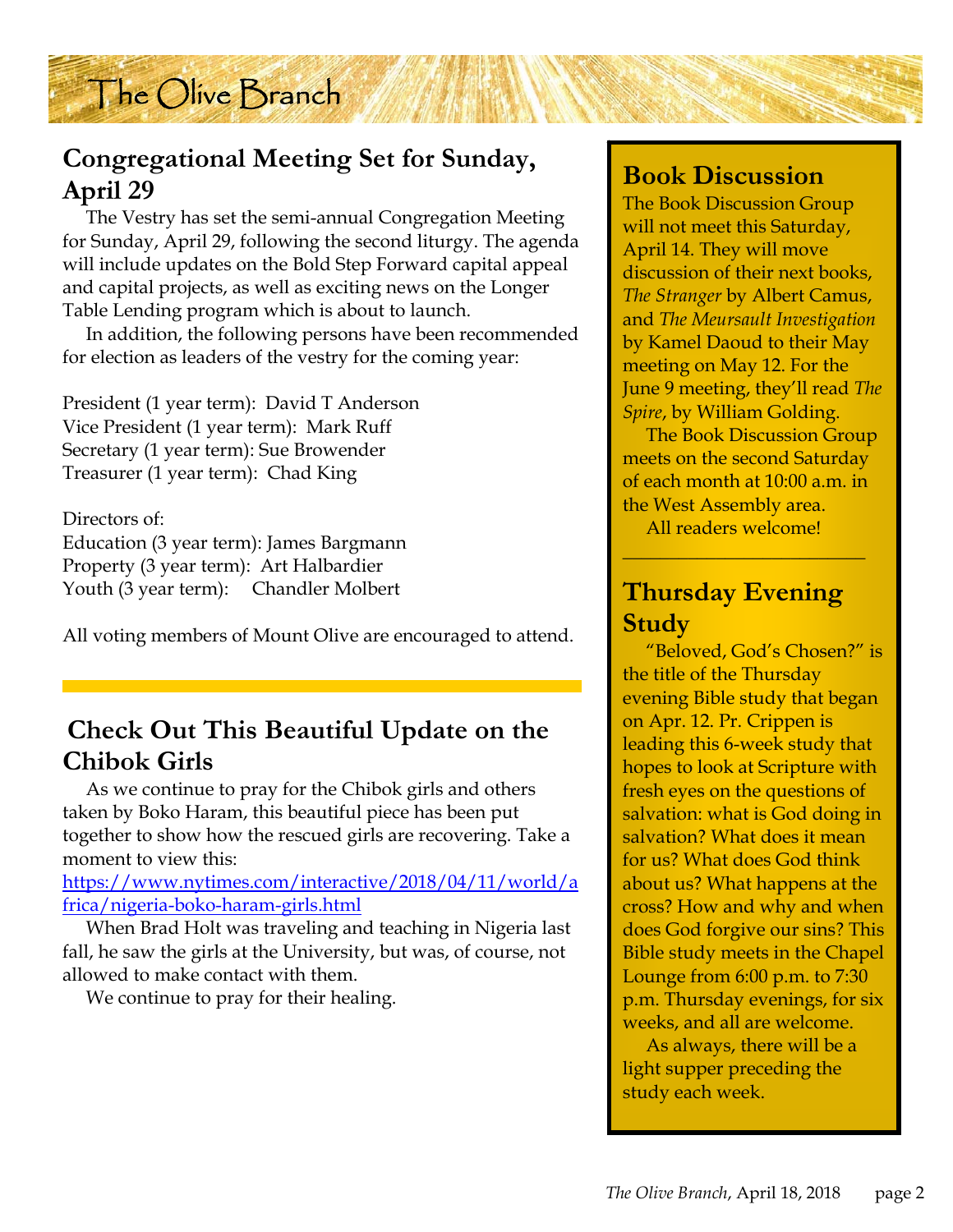# The Olive Branch

## Congregational Meeting Set for Sunday, April 29

The Vestry has set the semi-annual Congregation Meeting for Sunday, April 29, following the second liturgy. The agenda will include updates on the Bold Step Forward capital appeal and capital projects, as well as exciting news on the Longer Table Lending program which is about to launch.

In addition, the following persons have been recommended for election as leaders of the vestry for the coming year:

President (1 year term): David T Anderson
Vice President (1 year term): Mark Ruff
Secretary (1 year term): Sue Browender
Treasurer (1 year term): Chad King

Directors of:
Education (3 year term): James Bargmann
Property (3 year term): Art Halbardier
Youth (3 year term): Chandler Molbert

All voting members of Mount Olive are encouraged to attend.

## Check Out This Beautiful Update on the Chibok Girls

As we continue to pray for the Chibok girls and others taken by Boko Haram, this beautiful piece has been put together to show how the rescued girls are recovering. Take a moment to view this:
https://www.nytimes.com/interactive/2018/04/11/world/africa/nigeria-boko-haram-girls.html

When Brad Holt was traveling and teaching in Nigeria last fall, he saw the girls at the University, but was, of course, not allowed to make contact with them.

We continue to pray for their healing.

## Book Discussion

The Book Discussion Group will not meet this Saturday, April 14. They will move discussion of their next books, *The Stranger* by Albert Camus, and *The Meursault Investigation* by Kamel Daoud to their May meeting on May 12. For the June 9 meeting, they'll read *The Spire*, by William Golding.

The Book Discussion Group meets on the second Saturday of each month at 10:00 a.m. in the West Assembly area.

All readers welcome!

## Thursday Evening Study

"Beloved, God's Chosen?" is the title of the Thursday evening Bible study that began on Apr. 12. Pr. Crippen is leading this 6-week study that hopes to look at Scripture with fresh eyes on the questions of salvation: what is God doing in salvation? What does it mean for us? What does God think about us? What happens at the cross? How and why and when does God forgive our sins? This Bible study meets in the Chapel Lounge from 6:00 p.m. to 7:30 p.m. Thursday evenings, for six weeks, and all are welcome.

As always, there will be a light supper preceding the study each week.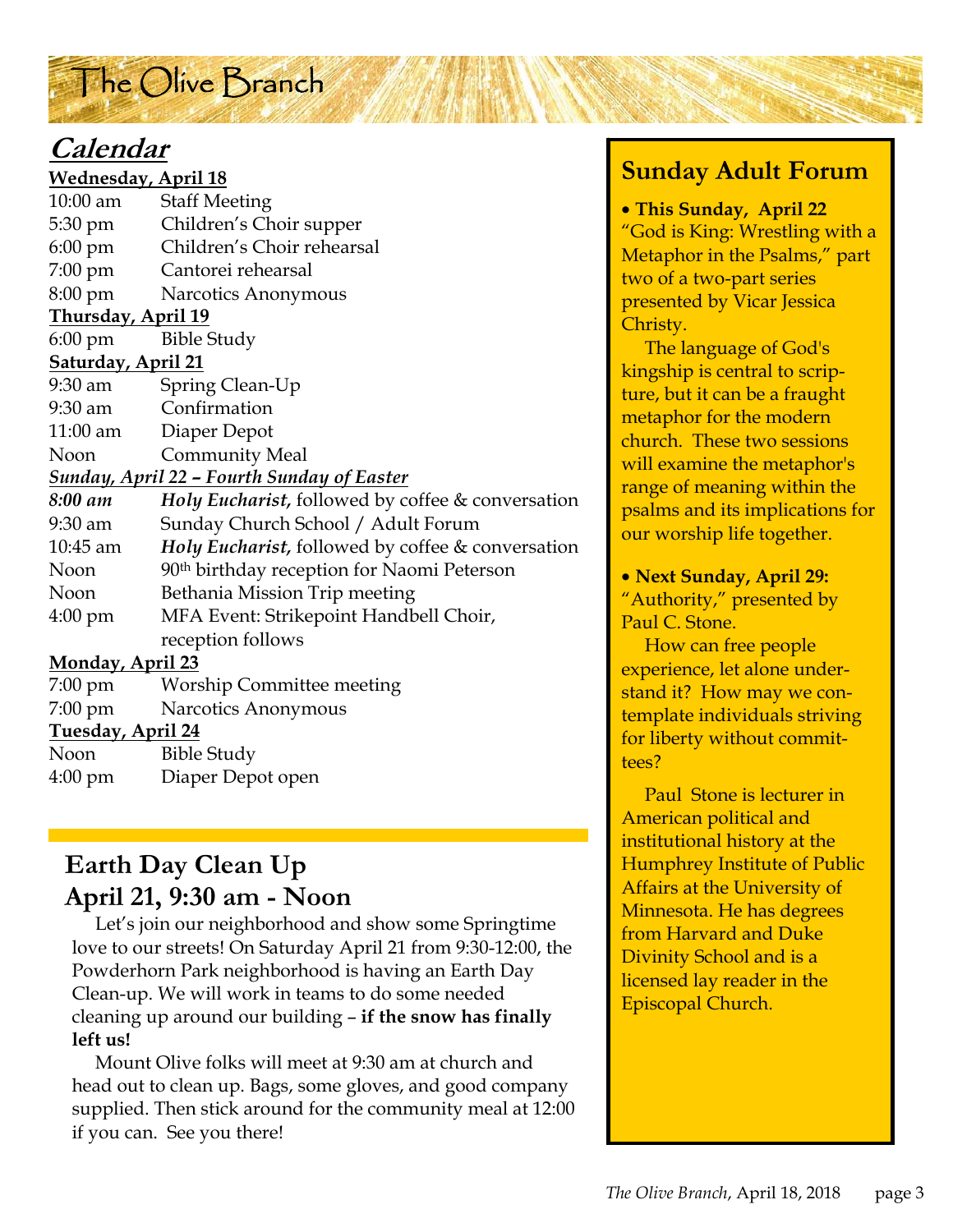# The Olive Branch

## *Calendar*

**Wednesday, April 18**

| | |
|---|---|
| 10:00 am | Staff Meeting |
| 5:30 pm | Children's Choir supper |
| 6:00 pm | Children's Choir rehearsal |
| 7:00 pm | Cantorei rehearsal |
| 8:00 pm | Narcotics Anonymous |

**Thursday, April 19**

| | |
|---|---|
| 6:00 pm | Bible Study |

**Saturday, April 21**

| | |
|---|---|
| 9:30 am | Spring Clean-Up |
| 9:30 am | Confirmation |
| 11:00 am | Diaper Depot |
| Noon | Community Meal |

***Sunday, April 22 – Fourth Sunday of Easter***

| | |
|---|---|
| ***8:00 am*** | ***Holy Eucharist,*** followed by coffee & conversation |
| 9:30 am | Sunday Church School / Adult Forum |
| 10:45 am | ***Holy Eucharist,*** followed by coffee & conversation |
| Noon | 90th birthday reception for Naomi Peterson |
| Noon | Bethania Mission Trip meeting |
| 4:00 pm | MFA Event: Strikepoint Handbell Choir, reception follows |

**Monday, April 23**

| | |
|---|---|
| 7:00 pm | Worship Committee meeting |
| 7:00 pm | Narcotics Anonymous |

**Tuesday, April 24**

| | |
|---|---|
| Noon | Bible Study |
| 4:00 pm | Diaper Depot open |

## Earth Day Clean Up
## April 21, 9:30 am - Noon

Let's join our neighborhood and show some Springtime love to our streets! On Saturday April 21 from 9:30-12:00, the Powderhorn Park neighborhood is having an Earth Day Clean-up. We will work in teams to do some needed cleaning up around our building – **if the snow has finally left us!**

Mount Olive folks will meet at 9:30 am at church and head out to clean up. Bags, some gloves, and good company supplied. Then stick around for the community meal at 12:00 if you can. See you there!

## Sunday Adult Forum

- **This Sunday, April 22**
"God is King: Wrestling with a Metaphor in the Psalms," part two of a two-part series presented by Vicar Jessica Christy.

The language of God's kingship is central to scripture, but it can be a fraught metaphor for the modern church. These two sessions will examine the metaphor's range of meaning within the psalms and its implications for our worship life together.

- **Next Sunday, April 29:**
"Authority," presented by Paul C. Stone.

How can free people experience, let alone understand it? How may we contemplate individuals striving for liberty without committees?

Paul Stone is lecturer in American political and institutional history at the Humphrey Institute of Public Affairs at the University of Minnesota. He has degrees from Harvard and Duke Divinity School and is a licensed lay reader in the Episcopal Church.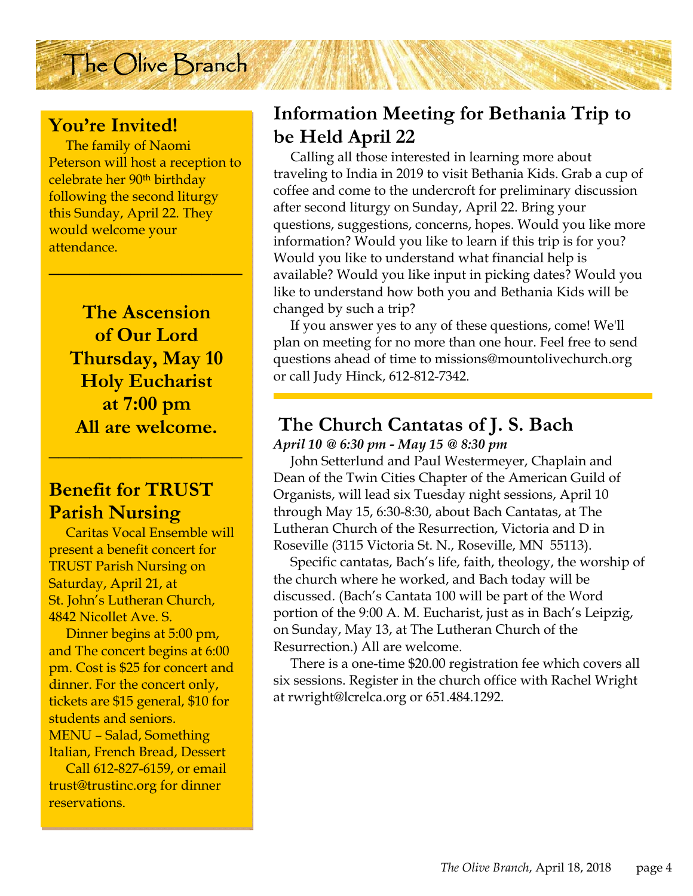## You're Invited!

The family of Naomi Peterson will host a reception to celebrate her 90th birthday following the second liturgy this Sunday, April 22. They would welcome your attendance.

---

**The Ascension of Our Lord**
**Thursday, May 10**
**Holy Eucharist**
**at 7:00 pm**
**All are welcome.**

---

## Benefit for TRUST Parish Nursing

Caritas Vocal Ensemble will present a benefit concert for TRUST Parish Nursing on Saturday, April 21, at St. John's Lutheran Church, 4842 Nicollet Ave. S.

Dinner begins at 5:00 pm, and The concert begins at 6:00 pm. Cost is $25 for concert and dinner. For the concert only, tickets are $15 general, $10 for students and seniors.
MENU – Salad, Something Italian, French Bread, Dessert

Call 612-827-6159, or email trust@trustinc.org for dinner reservations.

## Information Meeting for Bethania Trip to be Held April 22

Calling all those interested in learning more about traveling to India in 2019 to visit Bethania Kids. Grab a cup of coffee and come to the undercroft for preliminary discussion after second liturgy on Sunday, April 22. Bring your questions, suggestions, concerns, hopes. Would you like more information? Would you like to learn if this trip is for you? Would you like to understand what financial help is available? Would you like input in picking dates? Would you like to understand how both you and Bethania Kids will be changed by such a trip?

If you answer yes to any of these questions, come! We'll plan on meeting for no more than one hour. Feel free to send questions ahead of time to missions@mountolivechurch.org or call Judy Hinck, 612-812-7342.

## The Church Cantatas of J. S. Bach

***April 10 @ 6:30 pm - May 15 @ 8:30 pm***

John Setterlund and Paul Westermeyer, Chaplain and Dean of the Twin Cities Chapter of the American Guild of Organists, will lead six Tuesday night sessions, April 10 through May 15, 6:30-8:30, about Bach Cantatas, at The Lutheran Church of the Resurrection, Victoria and D in Roseville (3115 Victoria St. N., Roseville, MN 55113).

Specific cantatas, Bach's life, faith, theology, the worship of the church where he worked, and Bach today will be discussed. (Bach's Cantata 100 will be part of the Word portion of the 9:00 A. M. Eucharist, just as in Bach's Leipzig, on Sunday, May 13, at The Lutheran Church of the Resurrection.) All are welcome.

There is a one-time $20.00 registration fee which covers all six sessions. Register in the church office with Rachel Wright at rwright@lcrelca.org or 651.484.1292.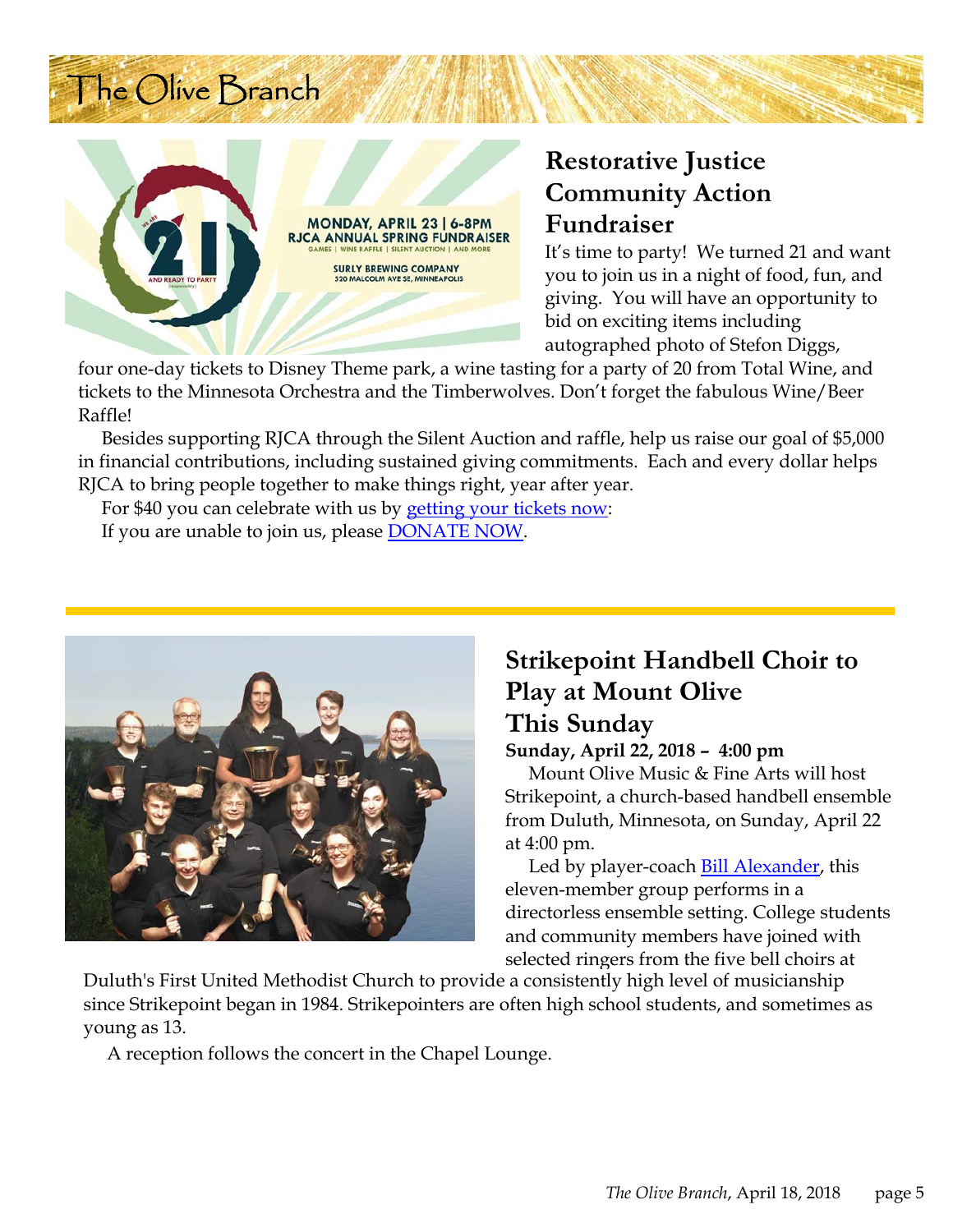## Restorative Justice Community Action Fundraiser

It's time to party! We turned 21 and want you to join us in a night of food, fun, and giving. You will have an opportunity to bid on exciting items including autographed photo of Stefon Diggs, four one-day tickets to Disney Theme park, a wine tasting for a party of 20 from Total Wine, and tickets to the Minnesota Orchestra and the Timberwolves. Don't forget the fabulous Wine/Beer Raffle!

Besides supporting RJCA through the Silent Auction and raffle, help us raise our goal of $5,000 in financial contributions, including sustained giving commitments. Each and every dollar helps RJCA to bring people together to make things right, year after year.

For $40 you can celebrate with us by getting your tickets now:

If you are unable to join us, please DONATE NOW.

## Strikepoint Handbell Choir to Play at Mount Olive This Sunday

**Sunday, April 22, 2018 – 4:00 pm**

Mount Olive Music & Fine Arts will host Strikepoint, a church-based handbell ensemble from Duluth, Minnesota, on Sunday, April 22 at 4:00 pm.

Led by player-coach Bill Alexander, this eleven-member group performs in a directorless ensemble setting. College students and community members have joined with selected ringers from the five bell choirs at Duluth's First United Methodist Church to provide a consistently high level of musicianship since Strikepoint began in 1984. Strikepointers are often high school students, and sometimes as young as 13.

A reception follows the concert in the Chapel Lounge.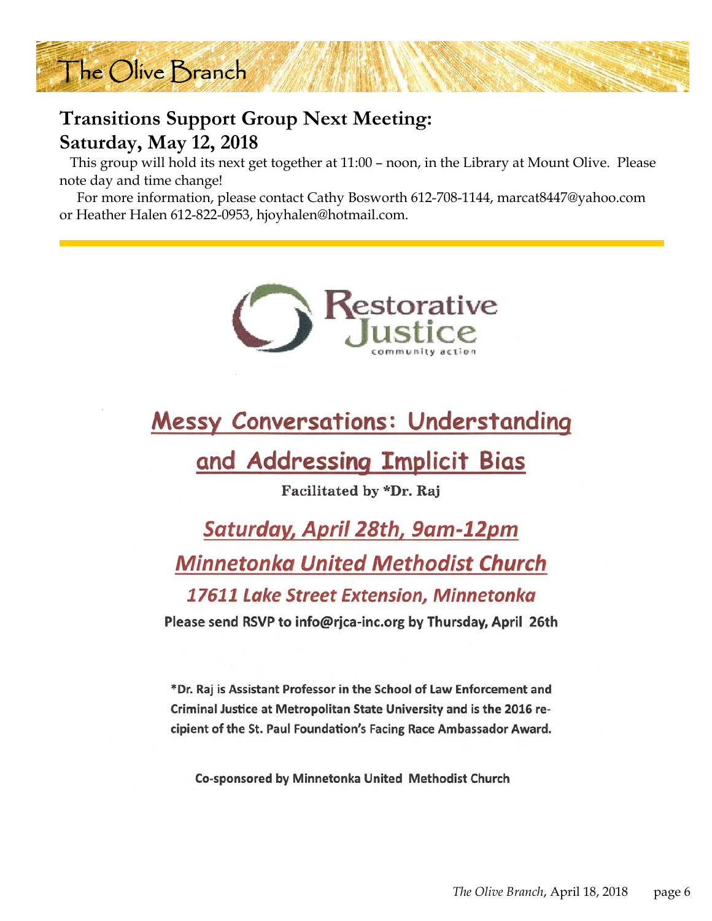## Transitions Support Group Next Meeting: Saturday, May 12, 2018

This group will hold its next get together at 11:00 – noon, in the Library at Mount Olive. Please note day and time change!

For more information, please contact Cathy Bosworth 612-708-1144, marcat8447@yahoo.com or Heather Halen 612-822-0953, hjoyhalen@hotmail.com.

---

Restorative Justice
community action

## Messy Conversations: Understanding and Addressing Implicit Bias

**Facilitated by *Dr. Raj**

### Saturday, April 28th, 9am-12pm

### Minnetonka United Methodist Church

**17611 Lake Street Extension, Minnetonka**

**Please send RSVP to info@rjca-inc.org by Thursday, April 26th**

***Dr. Raj is Assistant Professor in the School of Law Enforcement and Criminal Justice at Metropolitan State University and is the 2016 recipient of the St. Paul Foundation's Facing Race Ambassador Award.**

**Co-sponsored by Minnetonka United Methodist Church**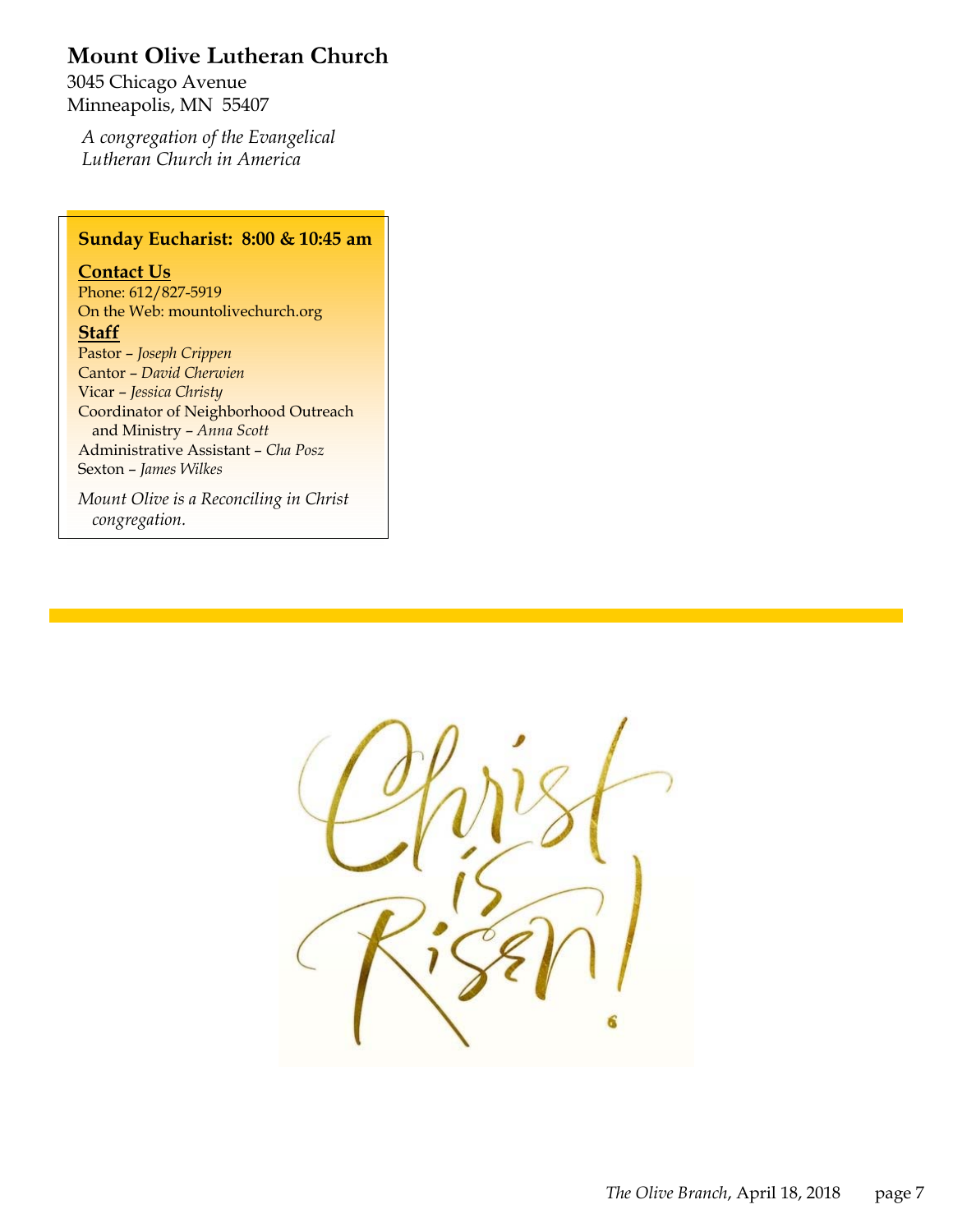## Mount Olive Lutheran Church

3045 Chicago Avenue
Minneapolis, MN 55407

*A congregation of the Evangelical Lutheran Church in America*

**Sunday Eucharist: 8:00 & 10:45 am**

**Contact Us**

Phone: 612/827-5919
On the Web: mountolivechurch.org

**Staff**

Pastor – *Joseph Crippen*
Cantor – *David Cherwien*
Vicar – *Jessica Christy*
Coordinator of Neighborhood Outreach and Ministry – *Anna Scott*
Administrative Assistant – *Cha Posz*
Sexton – *James Wilkes*

*Mount Olive is a Reconciling in Christ congregation.*

Christ is Risen!